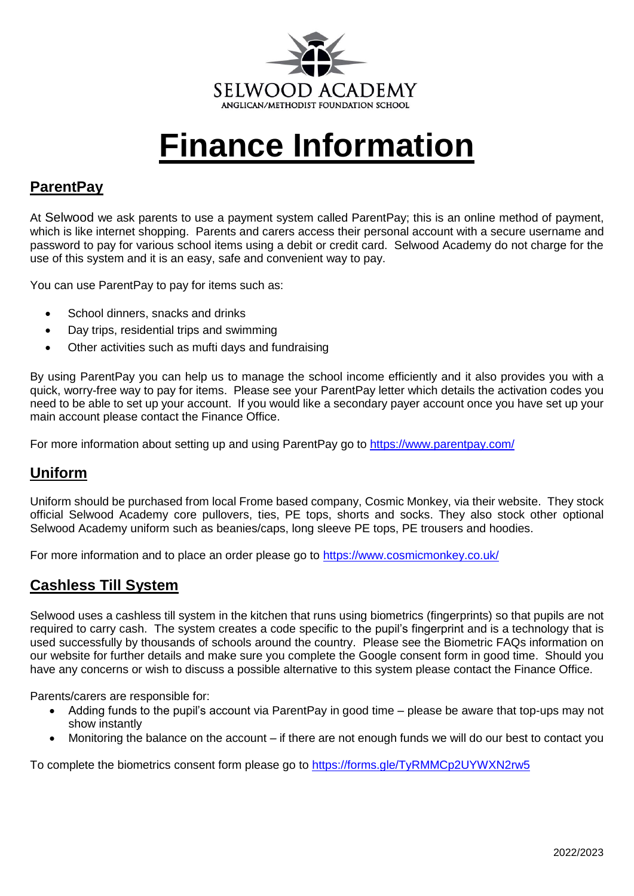SELWOOD ACADEMY

ANGLICAN/METHODIST FOUNDATION SCHOOL

# Finance Information

## ParentPay

At Selwood we ask parents to use a payment system called ParentPay; this is an online method of payment, which is like internet shopping. Parents and carers access their personal account with a secure username and password to pay for various school items using a debit or credit card. Selwood Academy do not charge for the use of this system and it is an easy, safe and convenient way to pay.

You can use ParentPay to pay for items such as:

- School dinners, snacks and drinks
- Day trips, residential trips and swimming
- Other activities such as mufti days and fundraising

By using ParentPay you can help us to manage the school income efficiently and it also provides you with a quick, worry-free way to pay for items. Please see your ParentPay letter which details the activation codes you need to be able to set up your account. If you would like a secondary payer account once you have set up your main account please contact the Finance Office.

For more information about setting up and using ParentPay go to https://www.parentpay.com/

## Uniform

Uniform should be purchased from local Frome based company, Cosmic Monkey, via their website. They stock official Selwood Academy core pullovers, ties, PE tops, shorts and socks. They also stock other optional Selwood Academy uniform such as beanies/caps, long sleeve PE tops, PE trousers and hoodies.

For more information and to place an order please go to https://www.cosmicmonkey.co.uk/

## Cashless Till System

Selwood uses a cashless till system in the kitchen that runs using biometrics (fingerprints) so that pupils are not required to carry cash. The system creates a code specific to the pupil's fingerprint and is a technology that is used successfully by thousands of schools around the country. Please see the Biometric FAQs information on our website for further details and make sure you complete the Google consent form in good time. Should you have any concerns or wish to discuss a possible alternative to this system please contact the Finance Office.

Parents/carers are responsible for:

- Adding funds to the pupil's account via ParentPay in good time – please be aware that top-ups may not show instantly
- Monitoring the balance on the account – if there are not enough funds we will do our best to contact you

To complete the biometrics consent form please go to https://forms.gle/TyRMMCp2UYWXN2rw5

2022/2023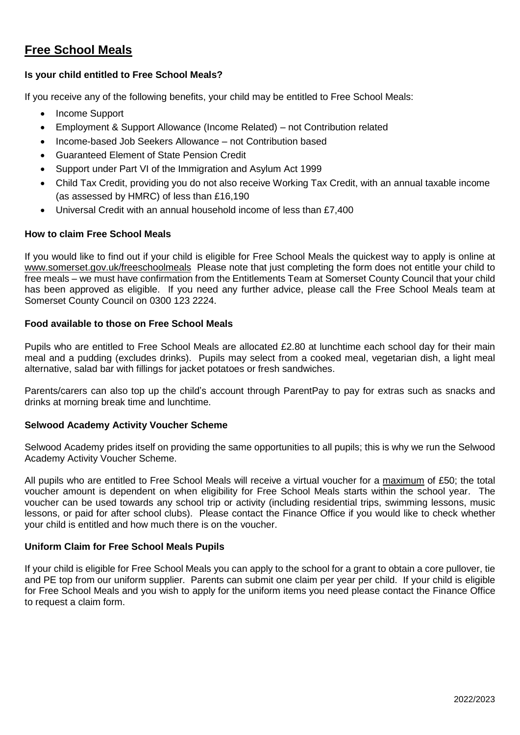# Free School Meals

**Is your child entitled to Free School Meals?**

If you receive any of the following benefits, your child may be entitled to Free School Meals:

- Income Support
- Employment & Support Allowance (Income Related) – not Contribution related
- Income-based Job Seekers Allowance – not Contribution based
- Guaranteed Element of State Pension Credit
- Support under Part VI of the Immigration and Asylum Act 1999
- Child Tax Credit, providing you do not also receive Working Tax Credit, with an annual taxable income (as assessed by HMRC) of less than £16,190
- Universal Credit with an annual household income of less than £7,400

**How to claim Free School Meals**

If you would like to find out if your child is eligible for Free School Meals the quickest way to apply is online at www.somerset.gov.uk/freeschoolmeals Please note that just completing the form does not entitle your child to free meals – we must have confirmation from the Entitlements Team at Somerset County Council that your child has been approved as eligible. If you need any further advice, please call the Free School Meals team at Somerset County Council on 0300 123 2224.

**Food available to those on Free School Meals**

Pupils who are entitled to Free School Meals are allocated £2.80 at lunchtime each school day for their main meal and a pudding (excludes drinks). Pupils may select from a cooked meal, vegetarian dish, a light meal alternative, salad bar with fillings for jacket potatoes or fresh sandwiches.

Parents/carers can also top up the child's account through ParentPay to pay for extras such as snacks and drinks at morning break time and lunchtime.

**Selwood Academy Activity Voucher Scheme**

Selwood Academy prides itself on providing the same opportunities to all pupils; this is why we run the Selwood Academy Activity Voucher Scheme.

All pupils who are entitled to Free School Meals will receive a virtual voucher for a maximum of £50; the total voucher amount is dependent on when eligibility for Free School Meals starts within the school year. The voucher can be used towards any school trip or activity (including residential trips, swimming lessons, music lessons, or paid for after school clubs). Please contact the Finance Office if you would like to check whether your child is entitled and how much there is on the voucher.

**Uniform Claim for Free School Meals Pupils**

If your child is eligible for Free School Meals you can apply to the school for a grant to obtain a core pullover, tie and PE top from our uniform supplier. Parents can submit one claim per year per child. If your child is eligible for Free School Meals and you wish to apply for the uniform items you need please contact the Finance Office to request a claim form.

2022/2023